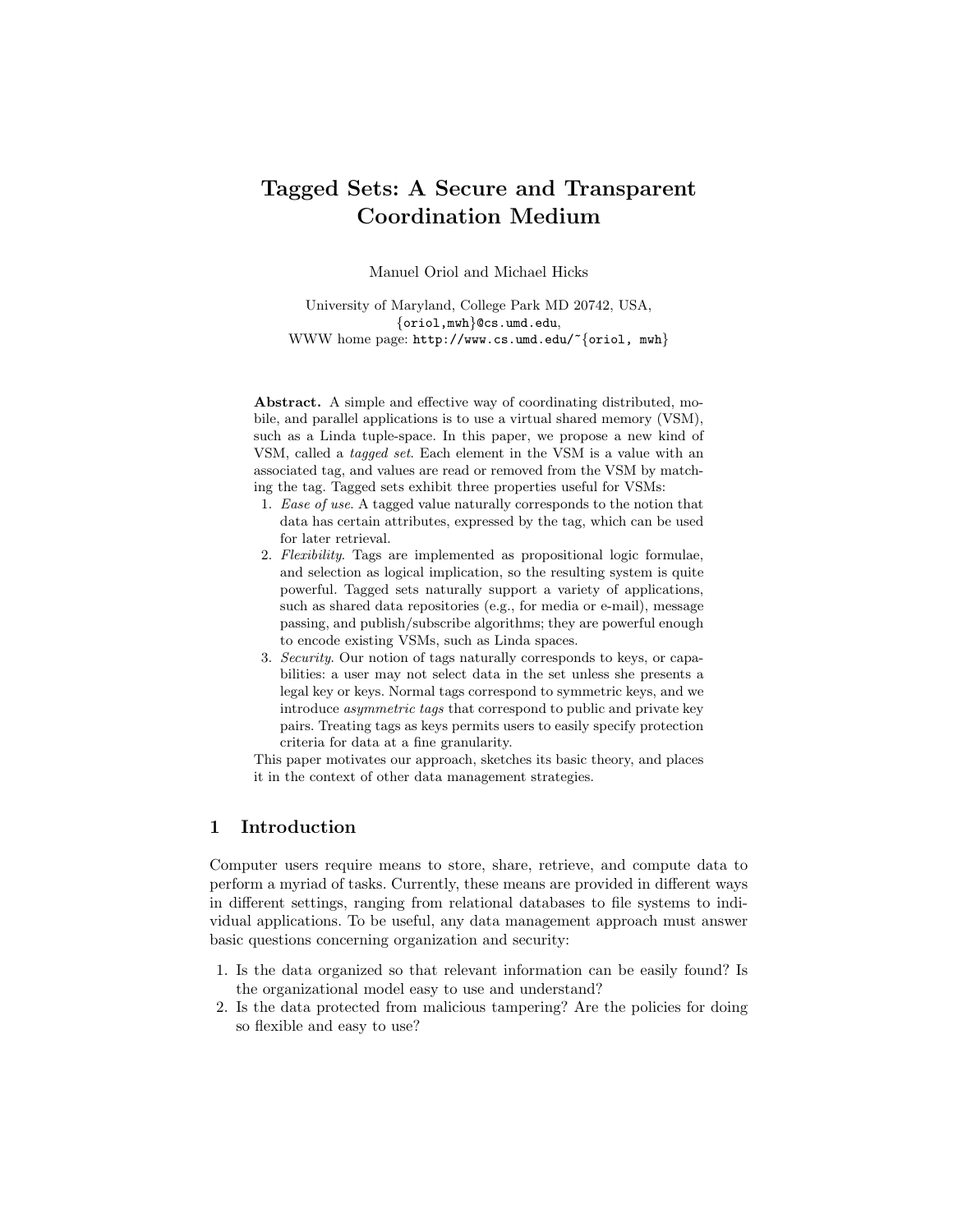# Tagged Sets: A Secure and Transparent Coordination Medium

Manuel Oriol and Michael Hicks

University of Maryland, College Park MD 20742, USA,
{oriol,mwh}@cs.umd.edu,
WWW home page: http://www.cs.umd.edu/~{oriol, mwh}

**Abstract.** A simple and effective way of coordinating distributed, mobile, and parallel applications is to use a virtual shared memory (VSM), such as a Linda tuple-space. In this paper, we propose a new kind of VSM, called a *tagged set*. Each element in the VSM is a value with an associated tag, and values are read or removed from the VSM by matching the tag. Tagged sets exhibit three properties useful for VSMs:

1. *Ease of use*. A tagged value naturally corresponds to the notion that data has certain attributes, expressed by the tag, which can be used for later retrieval.
2. *Flexibility*. Tags are implemented as propositional logic formulae, and selection as logical implication, so the resulting system is quite powerful. Tagged sets naturally support a variety of applications, such as shared data repositories (e.g., for media or e-mail), message passing, and publish/subscribe algorithms; they are powerful enough to encode existing VSMs, such as Linda spaces.
3. *Security*. Our notion of tags naturally corresponds to keys, or capabilities: a user may not select data in the set unless she presents a legal key or keys. Normal tags correspond to symmetric keys, and we introduce *asymmetric tags* that correspond to public and private key pairs. Treating tags as keys permits users to easily specify protection criteria for data at a fine granularity.

This paper motivates our approach, sketches its basic theory, and places it in the context of other data management strategies.

## 1 Introduction

Computer users require means to store, share, retrieve, and compute data to perform a myriad of tasks. Currently, these means are provided in different ways in different settings, ranging from relational databases to file systems to individual applications. To be useful, any data management approach must answer basic questions concerning organization and security:

1. Is the data organized so that relevant information can be easily found? Is the organizational model easy to use and understand?
2. Is the data protected from malicious tampering? Are the policies for doing so flexible and easy to use?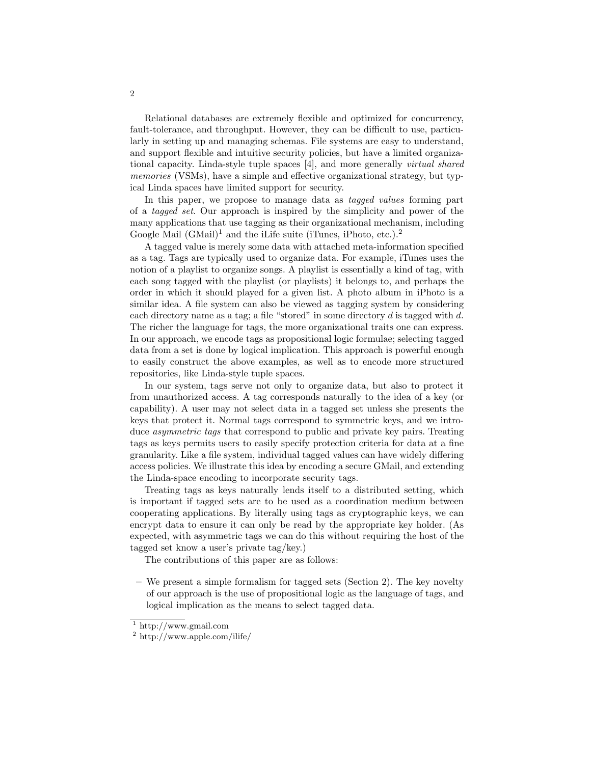Relational databases are extremely flexible and optimized for concurrency, fault-tolerance, and throughput. However, they can be difficult to use, particularly in setting up and managing schemas. File systems are easy to understand, and support flexible and intuitive security policies, but have a limited organizational capacity. Linda-style tuple spaces [4], and more generally *virtual shared memories* (VSMs), have a simple and effective organizational strategy, but typical Linda spaces have limited support for security.

In this paper, we propose to manage data as *tagged values* forming part of a *tagged set*. Our approach is inspired by the simplicity and power of the many applications that use tagging as their organizational mechanism, including Google Mail (GMail)[1] and the iLife suite (iTunes, iPhoto, etc.).[2]

A tagged value is merely some data with attached meta-information specified as a tag. Tags are typically used to organize data. For example, iTunes uses the notion of a playlist to organize songs. A playlist is essentially a kind of tag, with each song tagged with the playlist (or playlists) it belongs to, and perhaps the order in which it should played for a given list. A photo album in iPhoto is a similar idea. A file system can also be viewed as tagging system by considering each directory name as a tag; a file "stored" in some directory $d$ is tagged with $d$. The richer the language for tags, the more organizational traits one can express. In our approach, we encode tags as propositional logic formulae; selecting tagged data from a set is done by logical implication. This approach is powerful enough to easily construct the above examples, as well as to encode more structured repositories, like Linda-style tuple spaces.

In our system, tags serve not only to organize data, but also to protect it from unauthorized access. A tag corresponds naturally to the idea of a key (or capability). A user may not select data in a tagged set unless she presents the keys that protect it. Normal tags correspond to symmetric keys, and we introduce *asymmetric tags* that correspond to public and private key pairs. Treating tags as keys permits users to easily specify protection criteria for data at a fine granularity. Like a file system, individual tagged values can have widely differing access policies. We illustrate this idea by encoding a secure GMail, and extending the Linda-space encoding to incorporate security tags.

Treating tags as keys naturally lends itself to a distributed setting, which is important if tagged sets are to be used as a coordination medium between cooperating applications. By literally using tags as cryptographic keys, we can encrypt data to ensure it can only be read by the appropriate key holder. (As expected, with asymmetric tags we can do this without requiring the host of the tagged set know a user's private tag/key.)

The contributions of this paper are as follows:

- We present a simple formalism for tagged sets (Section 2). The key novelty of our approach is the use of propositional logic as the language of tags, and logical implication as the means to select tagged data.

[1] http://www.gmail.com
[2] http://www.apple.com/ilife/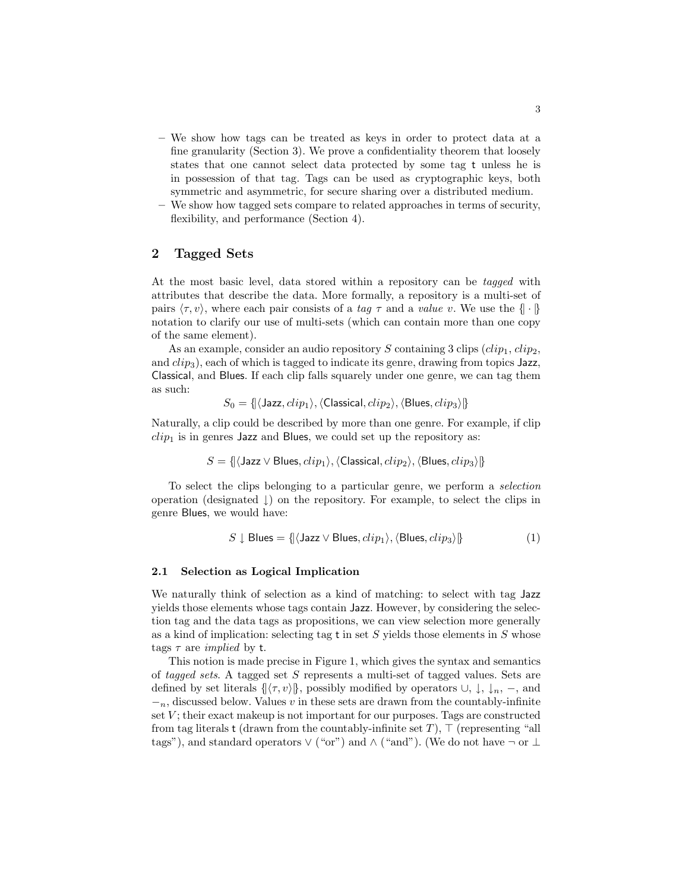- We show how tags can be treated as keys in order to protect data at a fine granularity (Section 3). We prove a confidentiality theorem that loosely states that one cannot select data protected by some tag $\mathsf{t}$ unless he is in possession of that tag. Tags can be used as cryptographic keys, both symmetric and asymmetric, for secure sharing over a distributed medium.
- We show how tagged sets compare to related approaches in terms of security, flexibility, and performance (Section 4).

## 2 Tagged Sets

At the most basic level, data stored within a repository can be *tagged* with attributes that describe the data. More formally, a repository is a multi-set of pairs $\langle \tau, v \rangle$, where each pair consists of a *tag* $\tau$ and a *value* $v$. We use the $\{\!|\cdot|\!\}$ notation to clarify our use of multi-sets (which can contain more than one copy of the same element).

As an example, consider an audio repository $S$ containing 3 clips ($clip_1$, $clip_2$, and $clip_3$), each of which is tagged to indicate its genre, drawing from topics Jazz, Classical, and Blues. If each clip falls squarely under one genre, we can tag them as such:

$$S_0 = \{\!|\langle \mathsf{Jazz}, clip_1\rangle, \langle \mathsf{Classical}, clip_2\rangle, \langle \mathsf{Blues}, clip_3\rangle|\!\}$$

Naturally, a clip could be described by more than one genre. For example, if clip $clip_1$ is in genres Jazz and Blues, we could set up the repository as:

$$S = \{\!|\langle \mathsf{Jazz} \vee \mathsf{Blues}, clip_1\rangle, \langle \mathsf{Classical}, clip_2\rangle, \langle \mathsf{Blues}, clip_3\rangle|\!\}$$

To select the clips belonging to a particular genre, we perform a *selection* operation (designated $\downarrow$) on the repository. For example, to select the clips in genre Blues, we would have:

$$S \downarrow \mathsf{Blues} = \{\!|\langle \mathsf{Jazz} \vee \mathsf{Blues}, clip_1\rangle, \langle \mathsf{Blues}, clip_3\rangle|\!\} \tag{1}$$

### 2.1 Selection as Logical Implication

We naturally think of selection as a kind of matching: to select with tag Jazz yields those elements whose tags contain Jazz. However, by considering the selection tag and the data tags as propositions, we can view selection more generally as a kind of implication: selecting tag $\mathsf{t}$ in set $S$ yields those elements in $S$ whose tags $\tau$ are *implied* by $\mathsf{t}$.

This notion is made precise in Figure 1, which gives the syntax and semantics of *tagged sets*. A tagged set $S$ represents a multi-set of tagged values. Sets are defined by set literals $\{\!|\langle \tau, v\rangle|\!\}$, possibly modified by operators $\cup$, $\downarrow$, $\downarrow_n$, $-$, and $-_n$, discussed below. Values $v$ in these sets are drawn from the countably-infinite set $V$; their exact makeup is not important for our purposes. Tags are constructed from tag literals $\mathsf{t}$ (drawn from the countably-infinite set $T$), $\top$ (representing "all tags"), and standard operators $\vee$ ("or") and $\wedge$ ("and"). (We do not have $\neg$ or $\bot$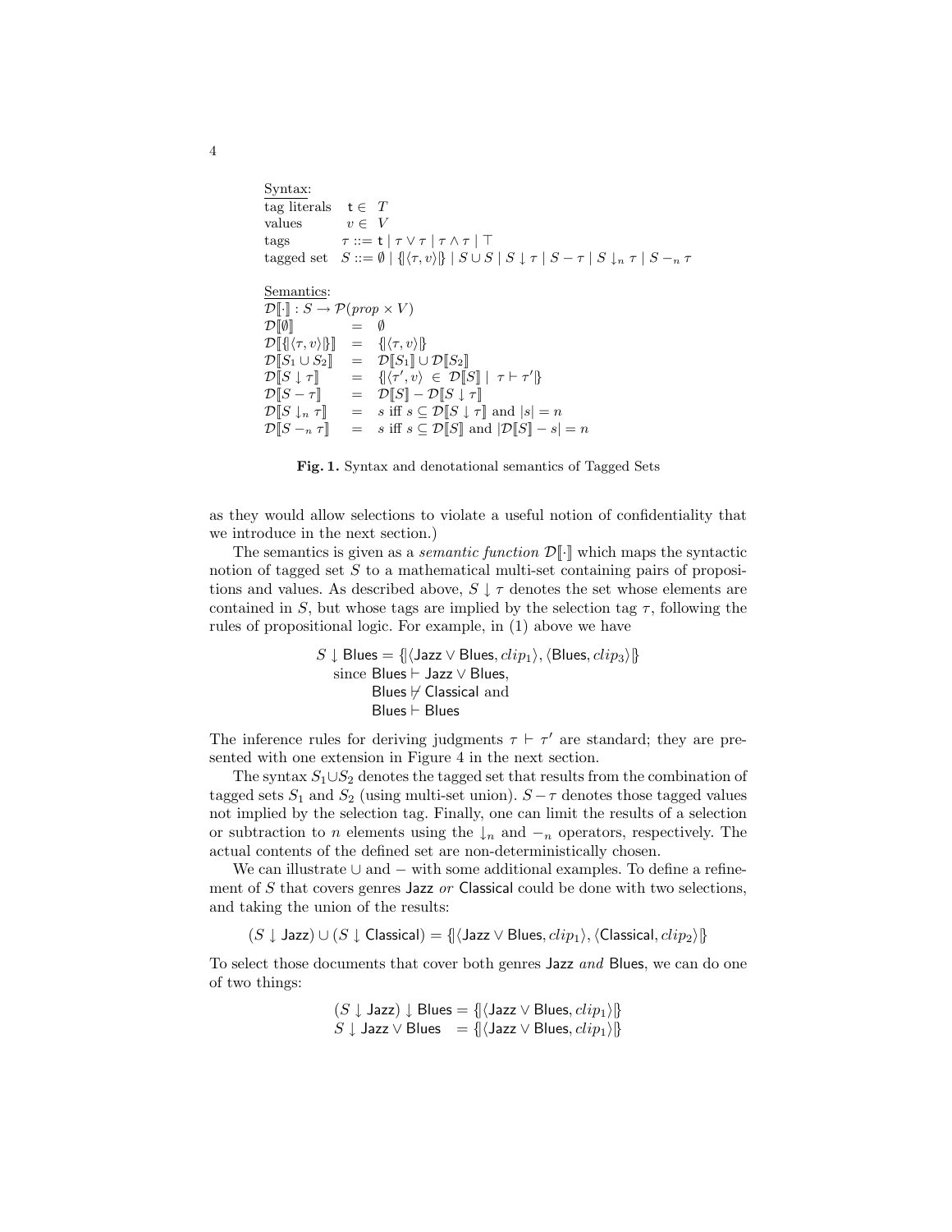Syntax:

$$
\begin{array}{lll}
\text{tag literals} & \mathsf{t} \in T & \\
\text{values} & v \in V & \\
\text{tags} & \tau ::= \mathsf{t} \mid \tau \vee \tau \mid \tau \wedge \tau \mid \top & \\
\text{tagged set} & S ::= \emptyset \mid \{\!|\langle \tau, v\rangle|\!\} \mid S \cup S \mid S \downarrow \tau \mid S - \tau \mid S \downarrow_n \tau \mid S -_n \tau &
\end{array}
$$

Semantics:

$$
\begin{array}{lll}
\mathcal{D}[\![\cdot]\!] : S \rightarrow \mathcal{P}(prop \times V) & & \\
\mathcal{D}[\![\emptyset]\!] & = & \emptyset \\
\mathcal{D}[\![\{\!|\langle \tau, v\rangle|\!\}]\!] & = & \{\!|\langle \tau, v\rangle|\!\} \\
\mathcal{D}[\![S_1 \cup S_2]\!] & = & \mathcal{D}[\![S_1]\!] \cup \mathcal{D}[\![S_2]\!] \\
\mathcal{D}[\![S \downarrow \tau]\!] & = & \{\!|\langle \tau', v\rangle \in \mathcal{D}[\![S]\!] \mid \tau \vdash \tau'|\!\} \\
\mathcal{D}[\![S - \tau]\!] & = & \mathcal{D}[\![S]\!] - \mathcal{D}[\![S \downarrow \tau]\!] \\
\mathcal{D}[\![S \downarrow_n \tau]\!] & = & s \text{ iff } s \subseteq \mathcal{D}[\![S \downarrow \tau]\!] \text{ and } |s| = n \\
\mathcal{D}[\![S -_n \tau]\!] & = & s \text{ iff } s \subseteq \mathcal{D}[\![S]\!] \text{ and } |\mathcal{D}[\![S]\!] - s| = n
\end{array}
$$

**Fig. 1.** Syntax and denotational semantics of Tagged Sets

as they would allow selections to violate a useful notion of confidentiality that we introduce in the next section.)

The semantics is given as a *semantic function* $\mathcal{D}[\![\cdot]\!]$ which maps the syntactic notion of tagged set $S$ to a mathematical multi-set containing pairs of propositions and values. As described above, $S \downarrow \tau$ denotes the set whose elements are contained in $S$, but whose tags are implied by the selection tag $\tau$, following the rules of propositional logic. For example, in (1) above we have

$$
\begin{array}{l}
S \downarrow \mathsf{Blues} = \{\!|\langle \mathsf{Jazz} \vee \mathsf{Blues}, clip_1\rangle, \langle \mathsf{Blues}, clip_3\rangle|\!\} \\
\quad \text{since } \mathsf{Blues} \vdash \mathsf{Jazz} \vee \mathsf{Blues}, \\
\qquad\quad \mathsf{Blues} \nvdash \mathsf{Classical} \text{ and} \\
\qquad\quad \mathsf{Blues} \vdash \mathsf{Blues}
\end{array}
$$

The inference rules for deriving judgments $\tau \vdash \tau'$ are standard; they are presented with one extension in Figure 4 in the next section.

The syntax $S_1 \cup S_2$ denotes the tagged set that results from the combination of tagged sets $S_1$ and $S_2$ (using multi-set union). $S - \tau$ denotes those tagged values not implied by the selection tag. Finally, one can limit the results of a selection or subtraction to $n$ elements using the $\downarrow_n$ and $-_n$ operators, respectively. The actual contents of the defined set are non-deterministically chosen.

We can illustrate $\cup$ and $-$ with some additional examples. To define a refinement of $S$ that covers genres Jazz *or* Classical could be done with two selections, and taking the union of the results:

$$
(S \downarrow \mathsf{Jazz}) \cup (S \downarrow \mathsf{Classical}) = \{\!|\langle \mathsf{Jazz} \vee \mathsf{Blues}, clip_1\rangle, \langle \mathsf{Classical}, clip_2\rangle|\!\}
$$

To select those documents that cover both genres Jazz *and* Blues, we can do one of two things:

$$
\begin{array}{l}
(S \downarrow \mathsf{Jazz}) \downarrow \mathsf{Blues} = \{\!|\langle \mathsf{Jazz} \vee \mathsf{Blues}, clip_1\rangle|\!\} \\
S \downarrow \mathsf{Jazz} \vee \mathsf{Blues} \quad = \{\!|\langle \mathsf{Jazz} \vee \mathsf{Blues}, clip_1\rangle|\!\}
\end{array}
$$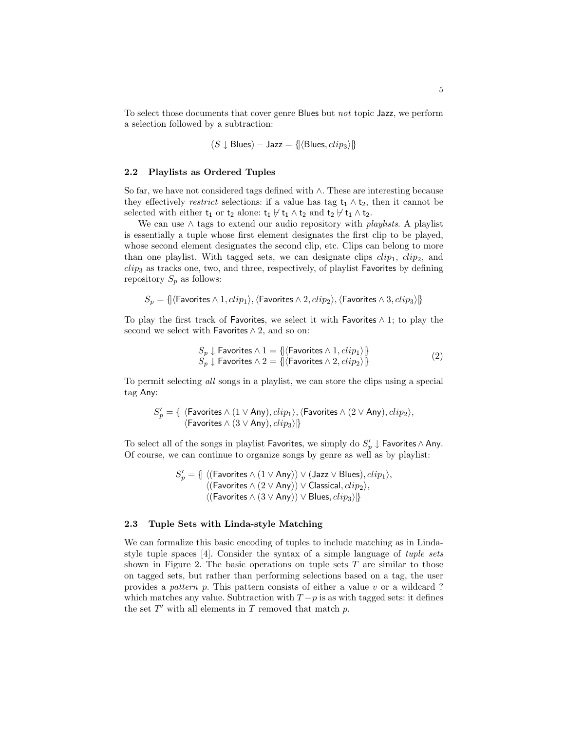To select those documents that cover genre Blues but *not* topic Jazz, we perform a selection followed by a subtraction:

$$(S \downarrow \mathsf{Blues}) - \mathsf{Jazz} = \{\!|\langle \mathsf{Blues}, clip_3\rangle|\!\}$$

### 2.2 Playlists as Ordered Tuples

So far, we have not considered tags defined with $\wedge$. These are interesting because they effectively *restrict* selections: if a value has tag $\mathsf{t}_1 \wedge \mathsf{t}_2$, then it cannot be selected with either $\mathsf{t}_1$ or $\mathsf{t}_2$ alone: $\mathsf{t}_1 \not\vdash \mathsf{t}_1 \wedge \mathsf{t}_2$ and $\mathsf{t}_2 \not\vdash \mathsf{t}_1 \wedge \mathsf{t}_2$.

We can use $\wedge$ tags to extend our audio repository with *playlists*. A playlist is essentially a tuple whose first element designates the first clip to be played, whose second element designates the second clip, etc. Clips can belong to more than one playlist. With tagged sets, we can designate clips $clip_1$, $clip_2$, and $clip_3$ as tracks one, two, and three, respectively, of playlist Favorites by defining repository $S_p$ as follows:

$$S_p = \{\!|\langle \mathsf{Favorites} \wedge 1, clip_1\rangle, \langle \mathsf{Favorites} \wedge 2, clip_2\rangle, \langle \mathsf{Favorites} \wedge 3, clip_3\rangle|\!\}$$

To play the first track of Favorites, we select it with $\mathsf{Favorites} \wedge 1$; to play the second we select with $\mathsf{Favorites} \wedge 2$, and so on:

$$\begin{array}{l} S_p \downarrow \mathsf{Favorites} \wedge 1 = \{\!|\langle \mathsf{Favorites} \wedge 1, clip_1\rangle|\!\} \\ S_p \downarrow \mathsf{Favorites} \wedge 2 = \{\!|\langle \mathsf{Favorites} \wedge 2, clip_2\rangle|\!\} \end{array} \tag{2}$$

To permit selecting *all* songs in a playlist, we can store the clips using a special tag Any:

$$\begin{array}{ll} S'_p = \{\!| & \langle \mathsf{Favorites} \wedge (1 \vee \mathsf{Any}), clip_1\rangle, \langle \mathsf{Favorites} \wedge (2 \vee \mathsf{Any}), clip_2\rangle, \\ & \langle \mathsf{Favorites} \wedge (3 \vee \mathsf{Any}), clip_3\rangle|\!\} \end{array}$$

To select all of the songs in playlist Favorites, we simply do $S'_p \downarrow \mathsf{Favorites} \wedge \mathsf{Any}$. Of course, we can continue to organize songs by genre as well as by playlist:

$$\begin{array}{ll} S'_p = \{\!| & \langle (\mathsf{Favorites} \wedge (1 \vee \mathsf{Any})) \vee (\mathsf{Jazz} \vee \mathsf{Blues}), clip_1\rangle, \\ & \langle (\mathsf{Favorites} \wedge (2 \vee \mathsf{Any})) \vee \mathsf{Classical}, clip_2\rangle, \\ & \langle (\mathsf{Favorites} \wedge (3 \vee \mathsf{Any})) \vee \mathsf{Blues}, clip_3\rangle|\!\} \end{array}$$

### 2.3 Tuple Sets with Linda-style Matching

We can formalize this basic encoding of tuples to include matching as in Linda-style tuple spaces [4]. Consider the syntax of a simple language of *tuple sets* shown in Figure 2. The basic operations on tuple sets $T$ are similar to those on tagged sets, but rather than performing selections based on a tag, the user provides a *pattern* $p$. This pattern consists of either a value $v$ or a wildcard ? which matches any value. Subtraction with $T - p$ is as with tagged sets: it defines the set $T'$ with all elements in $T$ removed that match $p$.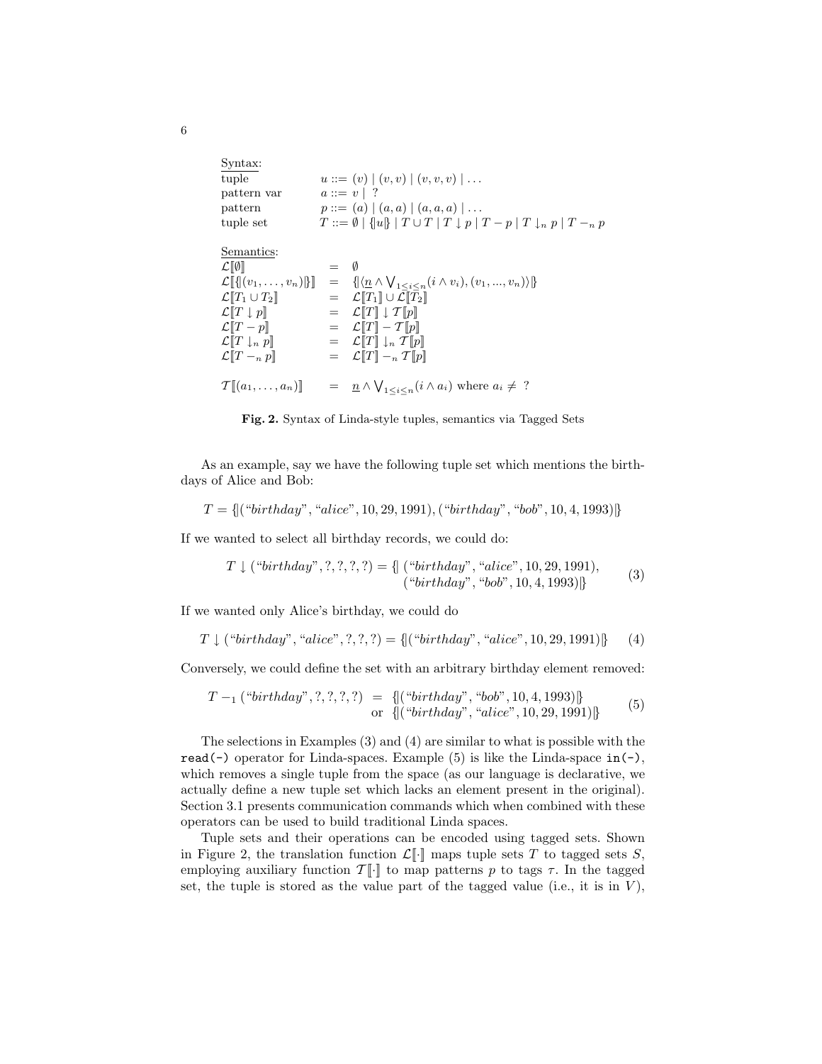Syntax:

| | |
|---|---|
| tuple | $u ::= (v) \mid (v, v) \mid (v, v, v) \mid \ldots$ |
| pattern var | $a ::= v \mid \ ?$ |
| pattern | $p ::= (a) \mid (a, a) \mid (a, a, a) \mid \ldots$ |
| tuple set | $T ::= \emptyset \mid \{\!\lvert u \rvert\!\} \mid T \cup T \mid T \downarrow p \mid T - p \mid T \downarrow_n p \mid T -_n p$ |

Semantics:

$$
\begin{array}{lcl}
\mathcal{L}[\![\emptyset]\!] & = & \emptyset \\
\mathcal{L}[\![\{\!\lvert (v_1, \ldots, v_n) \rvert\!\}]\!] & = & \{\!\lvert \langle \underline{n} \wedge \bigvee_{1 \leq i \leq n} (i \wedge v_i), (v_1, ..., v_n) \rangle \rvert\!\} \\
\mathcal{L}[\![T_1 \cup T_2]\!] & = & \mathcal{L}[\![T_1]\!] \cup \mathcal{L}[\![T_2]\!] \\
\mathcal{L}[\![T \downarrow p]\!] & = & \mathcal{L}[\![T]\!] \downarrow \mathcal{T}[\![p]\!] \\
\mathcal{L}[\![T - p]\!] & = & \mathcal{L}[\![T]\!] - \mathcal{T}[\![p]\!] \\
\mathcal{L}[\![T \downarrow_n p]\!] & = & \mathcal{L}[\![T]\!] \downarrow_n \mathcal{T}[\![p]\!] \\
\mathcal{L}[\![T -_n p]\!] & = & \mathcal{L}[\![T]\!] -_n \mathcal{T}[\![p]\!] \\
 & & \\
\mathcal{T}[\![(a_1, \ldots, a_n)]\!] & = & \underline{n} \wedge \bigvee_{1 \leq i \leq n} (i \wedge a_i) \text{ where } a_i \neq \ ?
\end{array}
$$

**Fig. 2.** Syntax of Linda-style tuples, semantics via Tagged Sets

As an example, say we have the following tuple set which mentions the birthdays of Alice and Bob:

$$T = \{\!\lvert (\text{“}birthday\text{”}, \text{“}alice\text{”}, 10, 29, 1991), (\text{“}birthday\text{”}, \text{“}bob\text{”}, 10, 4, 1993) \rvert\!\}$$

If we wanted to select all birthday records, we could do:

$$T \downarrow (\text{“}birthday\text{”}, ?, ?, ?, ?) = \{\!\lvert\ (\text{“}birthday\text{”}, \text{“}alice\text{”}, 10, 29, 1991), (\text{“}birthday\text{”}, \text{“}bob\text{”}, 10, 4, 1993) \rvert\!\} \tag{3}$$

If we wanted only Alice's birthday, we could do

$$T \downarrow (\text{“}birthday\text{”}, \text{“}alice\text{”}, ?, ?, ?) = \{\!\lvert (\text{“}birthday\text{”}, \text{“}alice\text{”}, 10, 29, 1991) \rvert\!\} \tag{4}$$

Conversely, we could define the set with an arbitrary birthday element removed:

$$
\begin{array}{rcl}
T -_1 (\text{“}birthday\text{”}, ?, ?, ?, ?) & = & \{\!\lvert (\text{“}birthday\text{”}, \text{“}bob\text{”}, 10, 4, 1993) \rvert\!\} \\
 & \text{or} & \{\!\lvert (\text{“}birthday\text{”}, \text{“}alice\text{”}, 10, 29, 1991) \rvert\!\}
\end{array} \tag{5}
$$

The selections in Examples (3) and (4) are similar to what is possible with the `read(-)` operator for Linda-spaces. Example (5) is like the Linda-space `in(-)`, which removes a single tuple from the space (as our language is declarative, we actually define a new tuple set which lacks an element present in the original). Section 3.1 presents communication commands which when combined with these operators can be used to build traditional Linda spaces.

Tuple sets and their operations can be encoded using tagged sets. Shown in Figure 2, the translation function $\mathcal{L}[\![\cdot]\!]$ maps tuple sets $T$ to tagged sets $S$, employing auxiliary function $\mathcal{T}[\![\cdot]\!]$ to map patterns $p$ to tags $\tau$. In the tagged set, the tuple is stored as the value part of the tagged value (i.e., it is in $V$),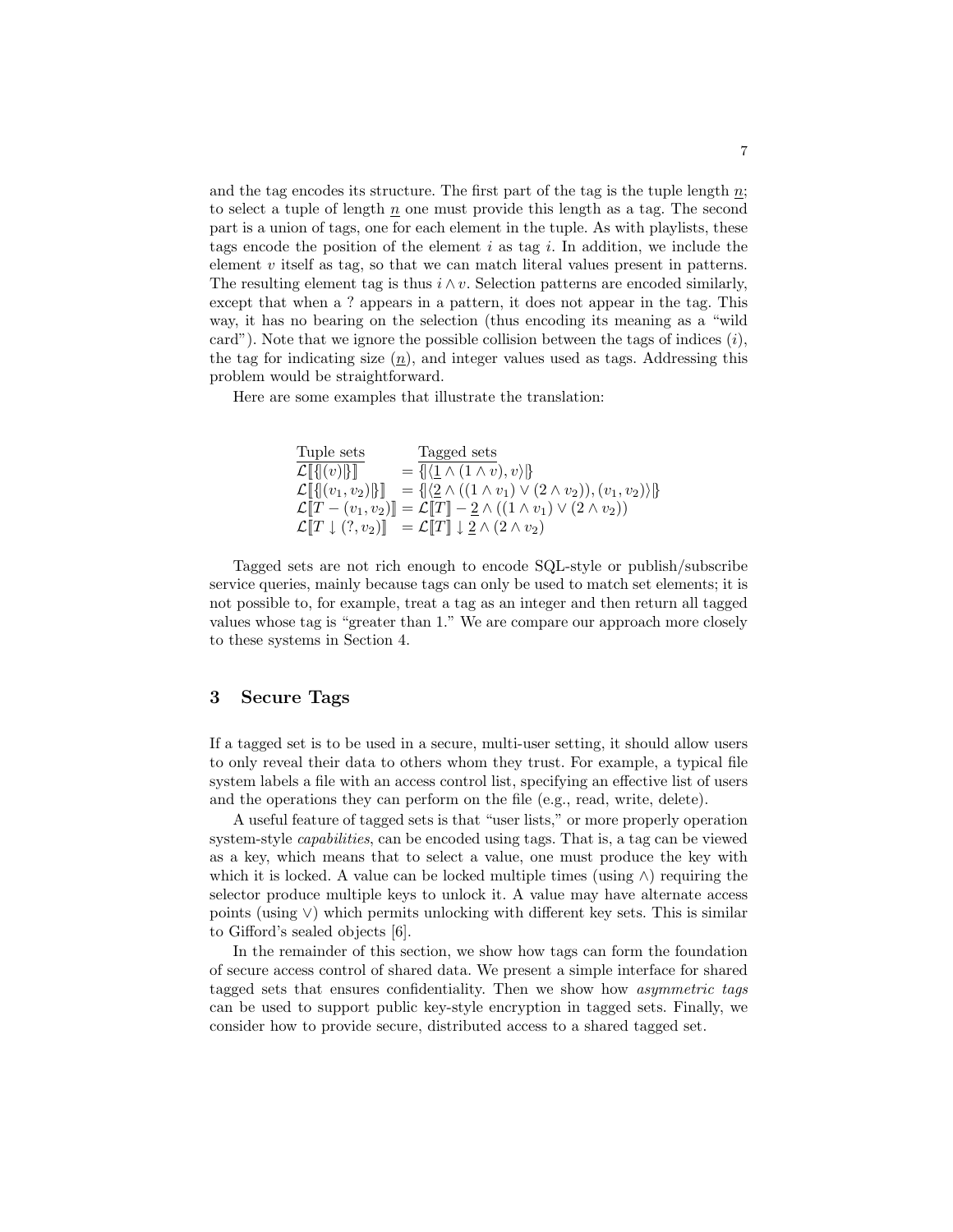and the tag encodes its structure. The first part of the tag is the tuple length $\underline{n}$; to select a tuple of length $\underline{n}$ one must provide this length as a tag. The second part is a union of tags, one for each element in the tuple. As with playlists, these tags encode the position of the element $i$ as tag $i$. In addition, we include the element $v$ itself as tag, so that we can match literal values present in patterns. The resulting element tag is thus $i \wedge v$. Selection patterns are encoded similarly, except that when a ? appears in a pattern, it does not appear in the tag. This way, it has no bearing on the selection (thus encoding its meaning as a "wild card"). Note that we ignore the possible collision between the tags of indices ($i$), the tag for indicating size ($\underline{n}$), and integer values used as tags. Addressing this problem would be straightforward.

Here are some examples that illustrate the translation:

$$
\begin{array}{ll}
\underline{\text{Tuple sets}} & \underline{\text{Tagged sets}} \\
\mathcal{L}[\![\{\!|(v)|\!\}]\!] & = \{\!|\langle \underline{1} \wedge (1 \wedge v), v\rangle|\!\} \\
\mathcal{L}[\![\{\!|(v_1, v_2)|\!\}]\!] & = \{\!|\langle \underline{2} \wedge ((1 \wedge v_1) \vee (2 \wedge v_2)), (v_1, v_2)\rangle|\!\} \\
\mathcal{L}[\![T - (v_1, v_2)]\!] & = \mathcal{L}[\![T]\!] - \underline{2} \wedge ((1 \wedge v_1) \vee (2 \wedge v_2)) \\
\mathcal{L}[\![T \downarrow (?, v_2)]\!] & = \mathcal{L}[\![T]\!] \downarrow \underline{2} \wedge (2 \wedge v_2)
\end{array}
$$

Tagged sets are not rich enough to encode SQL-style or publish/subscribe service queries, mainly because tags can only be used to match set elements; it is not possible to, for example, treat a tag as an integer and then return all tagged values whose tag is "greater than 1." We are compare our approach more closely to these systems in Section 4.

## 3 Secure Tags

If a tagged set is to be used in a secure, multi-user setting, it should allow users to only reveal their data to others whom they trust. For example, a typical file system labels a file with an access control list, specifying an effective list of users and the operations they can perform on the file (e.g., read, write, delete).

A useful feature of tagged sets is that "user lists," or more properly operation system-style *capabilities*, can be encoded using tags. That is, a tag can be viewed as a key, which means that to select a value, one must produce the key with which it is locked. A value can be locked multiple times (using $\wedge$) requiring the selector produce multiple keys to unlock it. A value may have alternate access points (using $\vee$) which permits unlocking with different key sets. This is similar to Gifford's sealed objects [6].

In the remainder of this section, we show how tags can form the foundation of secure access control of shared data. We present a simple interface for shared tagged sets that ensures confidentiality. Then we show how *asymmetric tags* can be used to support public key-style encryption in tagged sets. Finally, we consider how to provide secure, distributed access to a shared tagged set.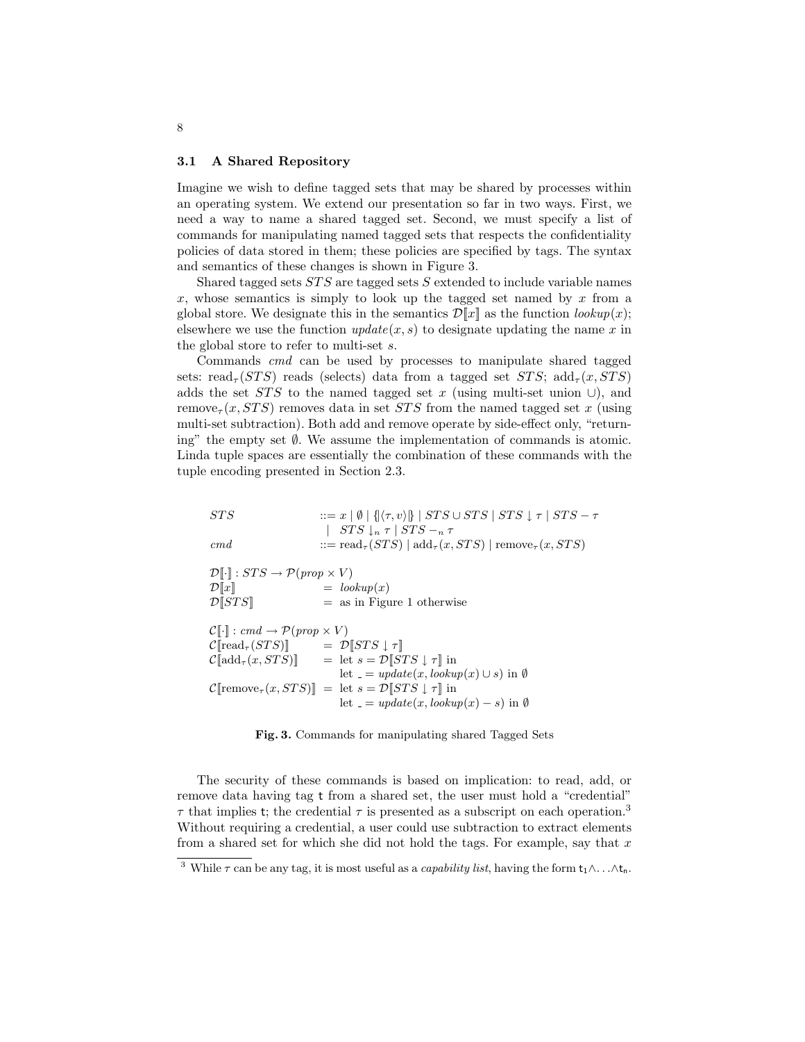### 3.1 A Shared Repository

Imagine we wish to define tagged sets that may be shared by processes within an operating system. We extend our presentation so far in two ways. First, we need a way to name a shared tagged set. Second, we must specify a list of commands for manipulating named tagged sets that respects the confidentiality policies of data stored in them; these policies are specified by tags. The syntax and semantics of these changes is shown in Figure 3.

Shared tagged sets $STS$ are tagged sets $S$ extended to include variable names $x$, whose semantics is simply to look up the tagged set named by $x$ from a global store. We designate this in the semantics $\mathcal{D}[\![x]\!]$ as the function $lookup(x)$; elsewhere we use the function $update(x, s)$ to designate updating the name $x$ in the global store to refer to multi-set $s$.

Commands $cmd$ can be used by processes to manipulate shared tagged sets: $\text{read}_\tau(STS)$ reads (selects) data from a tagged set $STS$; $\text{add}_\tau(x, STS)$ adds the set $STS$ to the named tagged set $x$ (using multi-set union $\cup$), and $\text{remove}_\tau(x, STS)$ removes data in set $STS$ from the named tagged set $x$ (using multi-set subtraction). Both add and remove operate by side-effect only, "returning" the empty set $\emptyset$. We assume the implementation of commands is atomic. Linda tuple spaces are essentially the combination of these commands with the tuple encoding presented in Section 2.3.

$$
\begin{array}{lcl}
STS & ::= & x \mid \emptyset \mid \{\!|\langle \tau, v\rangle|\!\} \mid STS \cup STS \mid STS \downarrow \tau \mid STS - \tau \\
 & \mid & STS \downarrow_n \tau \mid STS -_n \tau \\
cmd & ::= & \text{read}_\tau(STS) \mid \text{add}_\tau(x, STS) \mid \text{remove}_\tau(x, STS) \\
 & & \\
\mathcal{D}[\![\cdot]\!] : STS \rightarrow \mathcal{P}(prop \times V) & & \\
\mathcal{D}[\![x]\!] & = & lookup(x) \\
\mathcal{D}[\![STS]\!] & = & \text{as in Figure 1 otherwise} \\
 & & \\
\mathcal{C}[\![\cdot]\!] : cmd \rightarrow \mathcal{P}(prop \times V) & & \\
\mathcal{C}[\![\text{read}_\tau(STS)]\!] & = & \mathcal{D}[\![STS \downarrow \tau]\!] \\
\mathcal{C}[\![\text{add}_\tau(x, STS)]\!] & = & \text{let } s = \mathcal{D}[\![STS \downarrow \tau]\!] \text{ in} \\
 & & \text{let } \_ = update(x, lookup(x) \cup s) \text{ in } \emptyset \\
\mathcal{C}[\![\text{remove}_\tau(x, STS)]\!] & = & \text{let } s = \mathcal{D}[\![STS \downarrow \tau]\!] \text{ in} \\
 & & \text{let } \_ = update(x, lookup(x) - s) \text{ in } \emptyset
\end{array}
$$

**Fig. 3.** Commands for manipulating shared Tagged Sets

The security of these commands is based on implication: to read, add, or remove data having tag $\mathsf{t}$ from a shared set, the user must hold a "credential" $\tau$ that implies $\mathsf{t}$; the credential $\tau$ is presented as a subscript on each operation.[3] Without requiring a credential, a user could use subtraction to extract elements from a shared set for which she did not hold the tags. For example, say that $x$

[3] While $\tau$ can be any tag, it is most useful as a *capability list*, having the form $\mathsf{t}_1 \wedge \ldots \wedge \mathsf{t}_n$.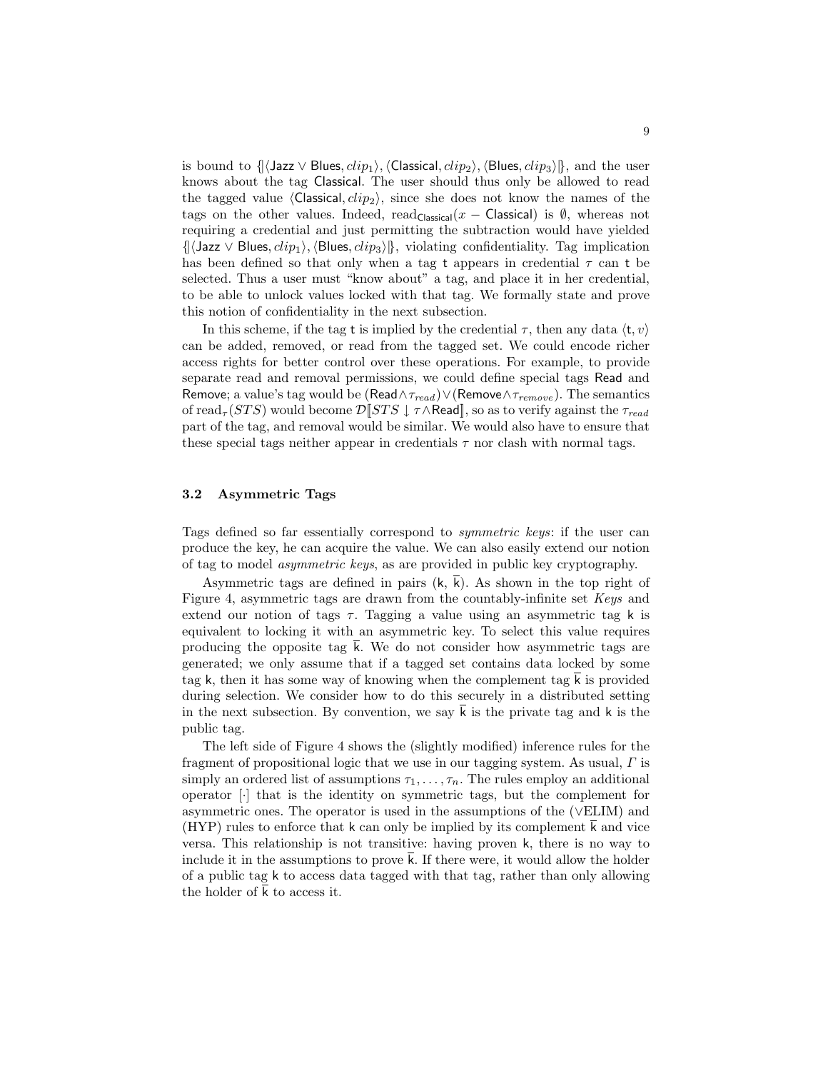is bound to $\{\!|\langle \mathsf{Jazz} \vee \mathsf{Blues}, clip_1\rangle, \langle \mathsf{Classical}, clip_2\rangle, \langle \mathsf{Blues}, clip_3\rangle|\!\}$, and the user knows about the tag Classical. The user should thus only be allowed to read the tagged value $\langle \mathsf{Classical}, clip_2\rangle$, since she does not know the names of the tags on the other values. Indeed, $\mathrm{read}_{\mathsf{Classical}}(x - \mathsf{Classical})$ is $\emptyset$, whereas not requiring a credential and just permitting the subtraction would have yielded $\{\!|\langle \mathsf{Jazz} \vee \mathsf{Blues}, clip_1\rangle, \langle \mathsf{Blues}, clip_3\rangle|\!\}$, violating confidentiality. Tag implication has been defined so that only when a tag t appears in credential $\tau$ can t be selected. Thus a user must "know about" a tag, and place it in her credential, to be able to unlock values locked with that tag. We formally state and prove this notion of confidentiality in the next subsection.

In this scheme, if the tag t is implied by the credential $\tau$, then any data $\langle \mathsf{t}, v\rangle$ can be added, removed, or read from the tagged set. We could encode richer access rights for better control over these operations. For example, to provide separate read and removal permissions, we could define special tags Read and Remove; a value's tag would be $(\mathsf{Read} \wedge \tau_{read}) \vee (\mathsf{Remove} \wedge \tau_{remove})$. The semantics of $\mathrm{read}_\tau(STS)$ would become $\mathcal{D}[\![STS \downarrow \tau \wedge \mathsf{Read}]\!]$, so as to verify against the $\tau_{read}$ part of the tag, and removal would be similar. We would also have to ensure that these special tags neither appear in credentials $\tau$ nor clash with normal tags.

### 3.2 Asymmetric Tags

Tags defined so far essentially correspond to *symmetric keys*: if the user can produce the key, he can acquire the value. We can also easily extend our notion of tag to model *asymmetric keys*, as are provided in public key cryptography.

Asymmetric tags are defined in pairs $(\mathsf{k}, \overline{\mathsf{k}})$. As shown in the top right of Figure 4, asymmetric tags are drawn from the countably-infinite set *Keys* and extend our notion of tags $\tau$. Tagging a value using an asymmetric tag k is equivalent to locking it with an asymmetric key. To select this value requires producing the opposite tag $\overline{\mathsf{k}}$. We do not consider how asymmetric tags are generated; we only assume that if a tagged set contains data locked by some tag k, then it has some way of knowing when the complement tag $\overline{\mathsf{k}}$ is provided during selection. We consider how to do this securely in a distributed setting in the next subsection. By convention, we say $\overline{\mathsf{k}}$ is the private tag and k is the public tag.

The left side of Figure 4 shows the (slightly modified) inference rules for the fragment of propositional logic that we use in our tagging system. As usual, $\Gamma$ is simply an ordered list of assumptions $\tau_1, \ldots, \tau_n$. The rules employ an additional operator $[\cdot]$ that is the identity on symmetric tags, but the complement for asymmetric ones. The operator is used in the assumptions of the ($\vee$ELIM) and (HYP) rules to enforce that k can only be implied by its complement $\overline{\mathsf{k}}$ and vice versa. This relationship is not transitive: having proven k, there is no way to include it in the assumptions to prove $\overline{\mathsf{k}}$. If there were, it would allow the holder of a public tag k to access data tagged with that tag, rather than only allowing the holder of $\overline{\mathsf{k}}$ to access it.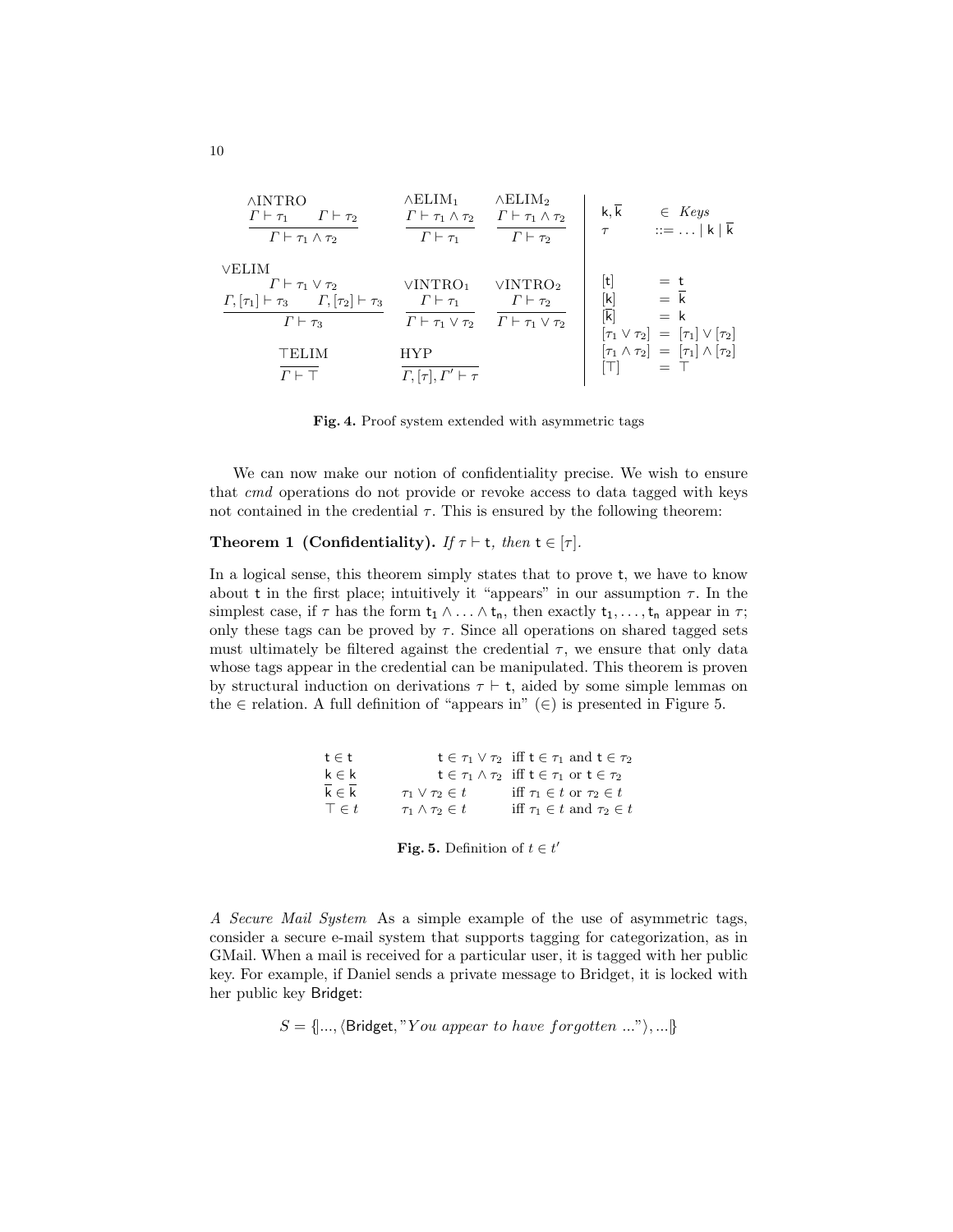$$\frac{\Gamma \vdash \tau_1 \qquad \Gamma \vdash \tau_2}{\Gamma \vdash \tau_1 \wedge \tau_2}\ \wedge\text{INTRO} \qquad \frac{\Gamma \vdash \tau_1 \wedge \tau_2}{\Gamma \vdash \tau_1}\ \wedge\text{ELIM}_1 \qquad \frac{\Gamma \vdash \tau_1 \wedge \tau_2}{\Gamma \vdash \tau_2}\ \wedge\text{ELIM}_2$$

$$\frac{\Gamma \vdash \tau_1 \vee \tau_2 \qquad \Gamma, [\tau_1] \vdash \tau_3 \qquad \Gamma, [\tau_2] \vdash \tau_3}{\Gamma \vdash \tau_3}\ \vee\text{ELIM} \qquad \frac{\Gamma \vdash \tau_1}{\Gamma \vdash \tau_1 \vee \tau_2}\ \vee\text{INTRO}_1 \qquad \frac{\Gamma \vdash \tau_2}{\Gamma \vdash \tau_1 \vee \tau_2}\ \vee\text{INTRO}_2$$

$$\frac{}{\Gamma \vdash \top}\ \top\text{ELIM} \qquad \frac{}{\Gamma, [\tau], \Gamma' \vdash \tau}\ \text{HYP}$$

$$\mathsf{k}, \overline{\mathsf{k}} \in \mathit{Keys} \qquad \tau ::= \ldots \mid \mathsf{k} \mid \overline{\mathsf{k}}$$

$$\begin{aligned}
[\mathsf{t}] &= \mathsf{t} \\
[\mathsf{k}] &= \overline{\mathsf{k}} \\
[\overline{\mathsf{k}}] &= \mathsf{k} \\
[\tau_1 \vee \tau_2] &= [\tau_1] \vee [\tau_2] \\
[\tau_1 \wedge \tau_2] &= [\tau_1] \wedge [\tau_2] \\
[\top] &= \top
\end{aligned}$$

**Fig. 4.** Proof system extended with asymmetric tags

We can now make our notion of confidentiality precise. We wish to ensure that *cmd* operations do not provide or revoke access to data tagged with keys not contained in the credential $\tau$. This is ensured by the following theorem:

**Theorem 1 (Confidentiality).** *If* $\tau \vdash \mathsf{t}$*, then* $\mathsf{t} \in [\tau]$*.*

In a logical sense, this theorem simply states that to prove $\mathsf{t}$, we have to know about $\mathsf{t}$ in the first place; intuitively it "appears" in our assumption $\tau$. In the simplest case, if $\tau$ has the form $\mathsf{t_1} \wedge \ldots \wedge \mathsf{t_n}$, then exactly $\mathsf{t_1}, \ldots, \mathsf{t_n}$ appear in $\tau$; only these tags can be proved by $\tau$. Since all operations on shared tagged sets must ultimately be filtered against the credential $\tau$, we ensure that only data whose tags appear in the credential can be manipulated. This theorem is proven by structural induction on derivations $\tau \vdash \mathsf{t}$, aided by some simple lemmas on the $\in$ relation. A full definition of "appears in" ($\in$) is presented in Figure 5.

$$\begin{array}{lll}
\mathsf{t} \in \mathsf{t} & \mathsf{t} \in \tau_1 \vee \tau_2 & \text{iff } \mathsf{t} \in \tau_1 \text{ and } \mathsf{t} \in \tau_2 \\
\mathsf{k} \in \mathsf{k} & \mathsf{t} \in \tau_1 \wedge \tau_2 & \text{iff } \mathsf{t} \in \tau_1 \text{ or } \mathsf{t} \in \tau_2 \\
\overline{\mathsf{k}} \in \overline{\mathsf{k}} & \tau_1 \vee \tau_2 \in t & \text{iff } \tau_1 \in t \text{ or } \tau_2 \in t \\
\top \in t & \tau_1 \wedge \tau_2 \in t & \text{iff } \tau_1 \in t \text{ and } \tau_2 \in t
\end{array}$$

**Fig. 5.** Definition of $t \in t'$

*A Secure Mail System* As a simple example of the use of asymmetric tags, consider a secure e-mail system that supports tagging for categorization, as in GMail. When a mail is received for a particular user, it is tagged with her public key. For example, if Daniel sends a private message to Bridget, it is locked with her public key $\mathsf{Bridget}$:

$$S = \{\!|..., \langle \mathsf{Bridget}, \text{"}You\ appear\ to\ have\ forgotten\ ...\text{"}\rangle, ...|\!\}$$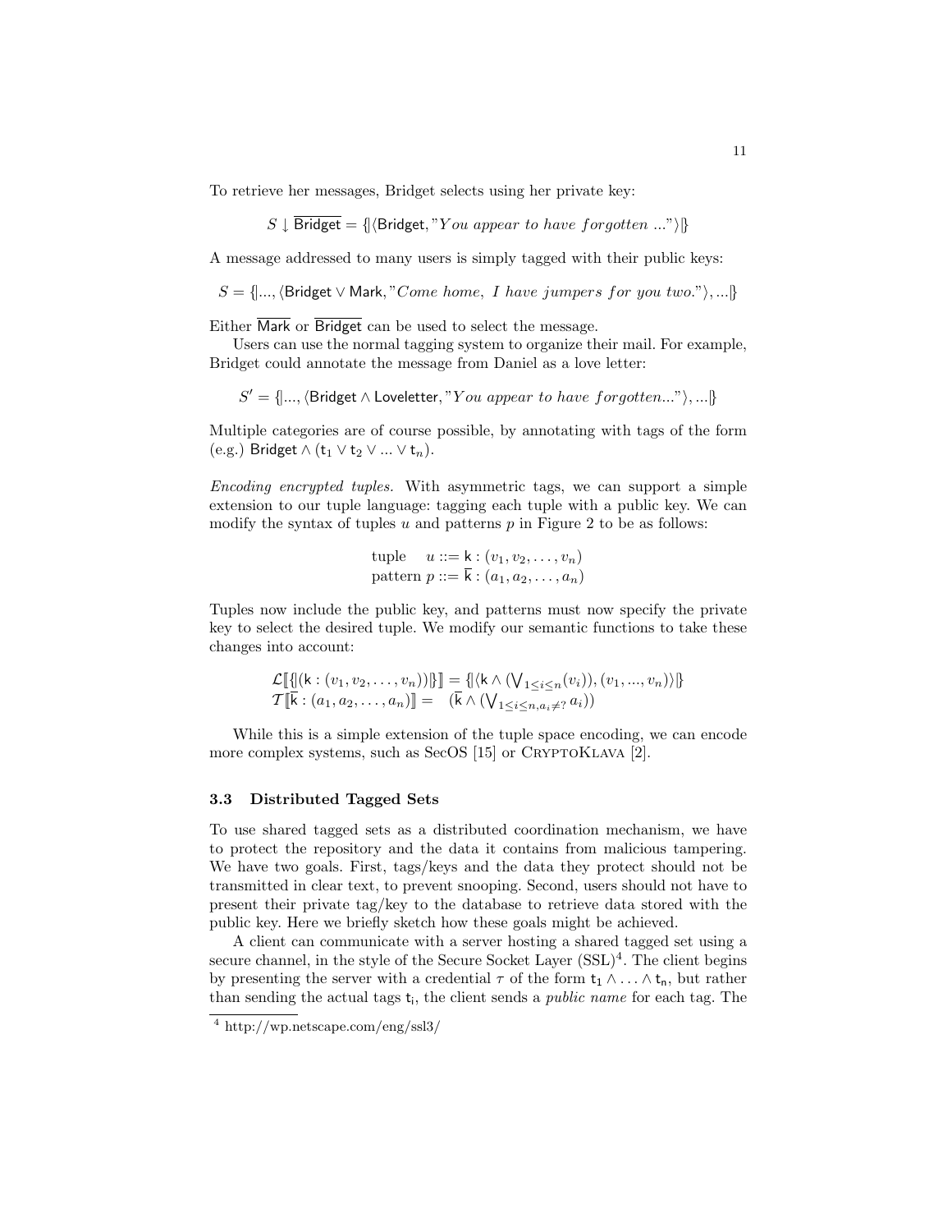To retrieve her messages, Bridget selects using her private key:

$$S \downarrow \overline{\mathsf{Bridget}} = \{\!|\langle \mathsf{Bridget}, \text{"}\mathit{You\ appear\ to\ have\ forgotten\ ...}\text{"}\rangle|\!\}$$

A message addressed to many users is simply tagged with their public keys:

$$S = \{\!|..., \langle \mathsf{Bridget} \vee \mathsf{Mark}, \text{"}\mathit{Come\ home,\ I\ have\ jumpers\ for\ you\ two.}\text{"}\rangle, ...|\!\}$$

Either $\overline{\mathsf{Mark}}$ or $\overline{\mathsf{Bridget}}$ can be used to select the message.

Users can use the normal tagging system to organize their mail. For example, Bridget could annotate the message from Daniel as a love letter:

$$S' = \{\!|..., \langle \mathsf{Bridget} \wedge \mathsf{Loveletter}, \text{"}\mathit{You\ appear\ to\ have\ forgotten...}\text{"}\rangle, ...|\!\}$$

Multiple categories are of course possible, by annotating with tags of the form (e.g.) $\mathsf{Bridget} \wedge (\mathsf{t}_1 \vee \mathsf{t}_2 \vee ... \vee \mathsf{t}_n)$.

*Encoding encrypted tuples.* With asymmetric tags, we can support a simple extension to our tuple language: tagging each tuple with a public key. We can modify the syntax of tuples $u$ and patterns $p$ in Figure 2 to be as follows:

$$\begin{array}{ll} \text{tuple} & u ::= \mathsf{k} : (v_1, v_2, \ldots, v_n) \\ \text{pattern} & p ::= \overline{\mathsf{k}} : (a_1, a_2, \ldots, a_n) \end{array}$$

Tuples now include the public key, and patterns must now specify the private key to select the desired tuple. We modify our semantic functions to take these changes into account:

$$\begin{array}{l} \mathcal{L}[\![\{\!|(\mathsf{k} : (v_1, v_2, \ldots, v_n))|\!\}]\!] = \{\!|\langle \mathsf{k} \wedge (\bigvee_{1 \leq i \leq n}(v_i)), (v_1, ..., v_n)\rangle|\!\} \\ \mathcal{T}[\![\overline{\mathsf{k}} : (a_1, a_2, \ldots, a_n)]\!] = \quad (\overline{\mathsf{k}} \wedge (\bigvee_{1 \leq i \leq n, a_i \neq ?} a_i)) \end{array}$$

While this is a simple extension of the tuple space encoding, we can encode more complex systems, such as SecOS [15] or CryptoKlava [2].

### 3.3 Distributed Tagged Sets

To use shared tagged sets as a distributed coordination mechanism, we have to protect the repository and the data it contains from malicious tampering. We have two goals. First, tags/keys and the data they protect should not be transmitted in clear text, to prevent snooping. Second, users should not have to present their private tag/key to the database to retrieve data stored with the public key. Here we briefly sketch how these goals might be achieved.

A client can communicate with a server hosting a shared tagged set using a secure channel, in the style of the Secure Socket Layer (SSL)[4]. The client begins by presenting the server with a credential $\tau$ of the form $\mathsf{t}_1 \wedge \ldots \wedge \mathsf{t}_n$, but rather than sending the actual tags $\mathsf{t}_i$, the client sends a *public name* for each tag. The

[4] http://wp.netscape.com/eng/ssl3/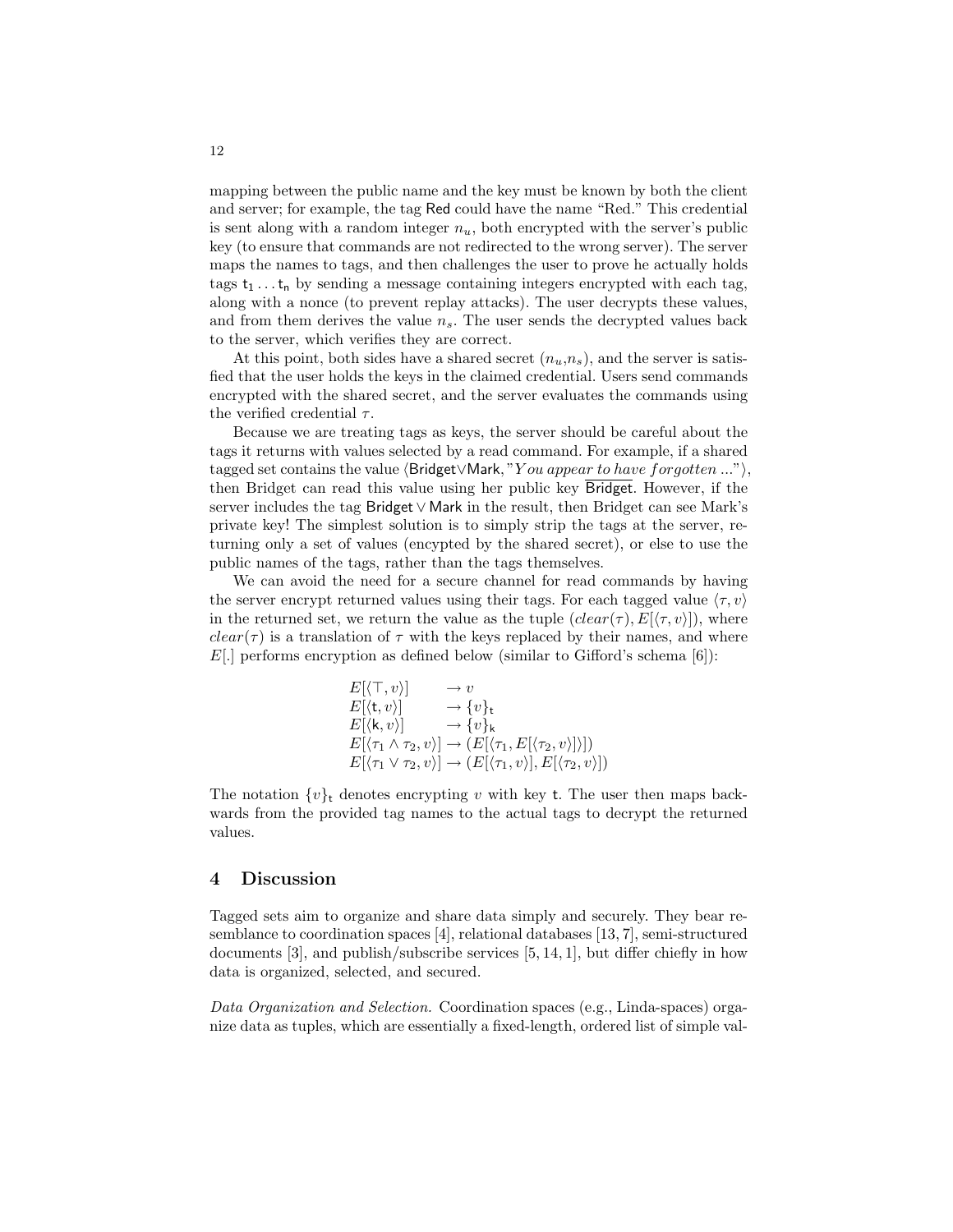mapping between the public name and the key must be known by both the client and server; for example, the tag Red could have the name "Red." This credential is sent along with a random integer $n_u$, both encrypted with the server's public key (to ensure that commands are not redirected to the wrong server). The server maps the names to tags, and then challenges the user to prove he actually holds tags $\mathsf{t}_1 \ldots \mathsf{t}_n$ by sending a message containing integers encrypted with each tag, along with a nonce (to prevent replay attacks). The user decrypts these values, and from them derives the value $n_s$. The user sends the decrypted values back to the server, which verifies they are correct.

At this point, both sides have a shared secret ($n_u$,$n_s$), and the server is satisfied that the user holds the keys in the claimed credential. Users send commands encrypted with the shared secret, and the server evaluates the commands using the verified credential $\tau$.

Because we are treating tags as keys, the server should be careful about the tags it returns with values selected by a read command. For example, if a shared tagged set contains the value $\langle \mathsf{Bridget} \vee \mathsf{Mark}, \text{"}\textit{You appear to have forgotten ...}\text{"}\rangle$, then Bridget can read this value using her public key $\overline{\mathsf{Bridget}}$. However, if the server includes the tag $\mathsf{Bridget} \vee \mathsf{Mark}$ in the result, then Bridget can see Mark's private key! The simplest solution is to simply strip the tags at the server, returning only a set of values (encypted by the shared secret), or else to use the public names of the tags, rather than the tags themselves.

We can avoid the need for a secure channel for read commands by having the server encrypt returned values using their tags. For each tagged value $\langle \tau, v \rangle$ in the returned set, we return the value as the tuple $(clear(\tau), E[\langle \tau, v \rangle])$, where $clear(\tau)$ is a translation of $\tau$ with the keys replaced by their names, and where $E[.]$ performs encryption as defined below (similar to Gifford's schema [6]):

$$
\begin{array}{ll}
E[\langle \top, v \rangle] & \rightarrow v \\
E[\langle \mathsf{t}, v \rangle] & \rightarrow \{v\}_{\mathsf{t}} \\
E[\langle \mathsf{k}, v \rangle] & \rightarrow \{v\}_{\mathsf{k}} \\
E[\langle \tau_1 \wedge \tau_2, v \rangle] & \rightarrow (E[\langle \tau_1, E[\langle \tau_2, v \rangle] \rangle]) \\
E[\langle \tau_1 \vee \tau_2, v \rangle] & \rightarrow (E[\langle \tau_1, v \rangle], E[\langle \tau_2, v \rangle])
\end{array}
$$

The notation $\{v\}_{\mathsf{t}}$ denotes encrypting $v$ with key $\mathsf{t}$. The user then maps backwards from the provided tag names to the actual tags to decrypt the returned values.

## 4 Discussion

Tagged sets aim to organize and share data simply and securely. They bear resemblance to coordination spaces [4], relational databases [13, 7], semi-structured documents [3], and publish/subscribe services [5, 14, 1], but differ chiefly in how data is organized, selected, and secured.

*Data Organization and Selection.* Coordination spaces (e.g., Linda-spaces) organize data as tuples, which are essentially a fixed-length, ordered list of simple val-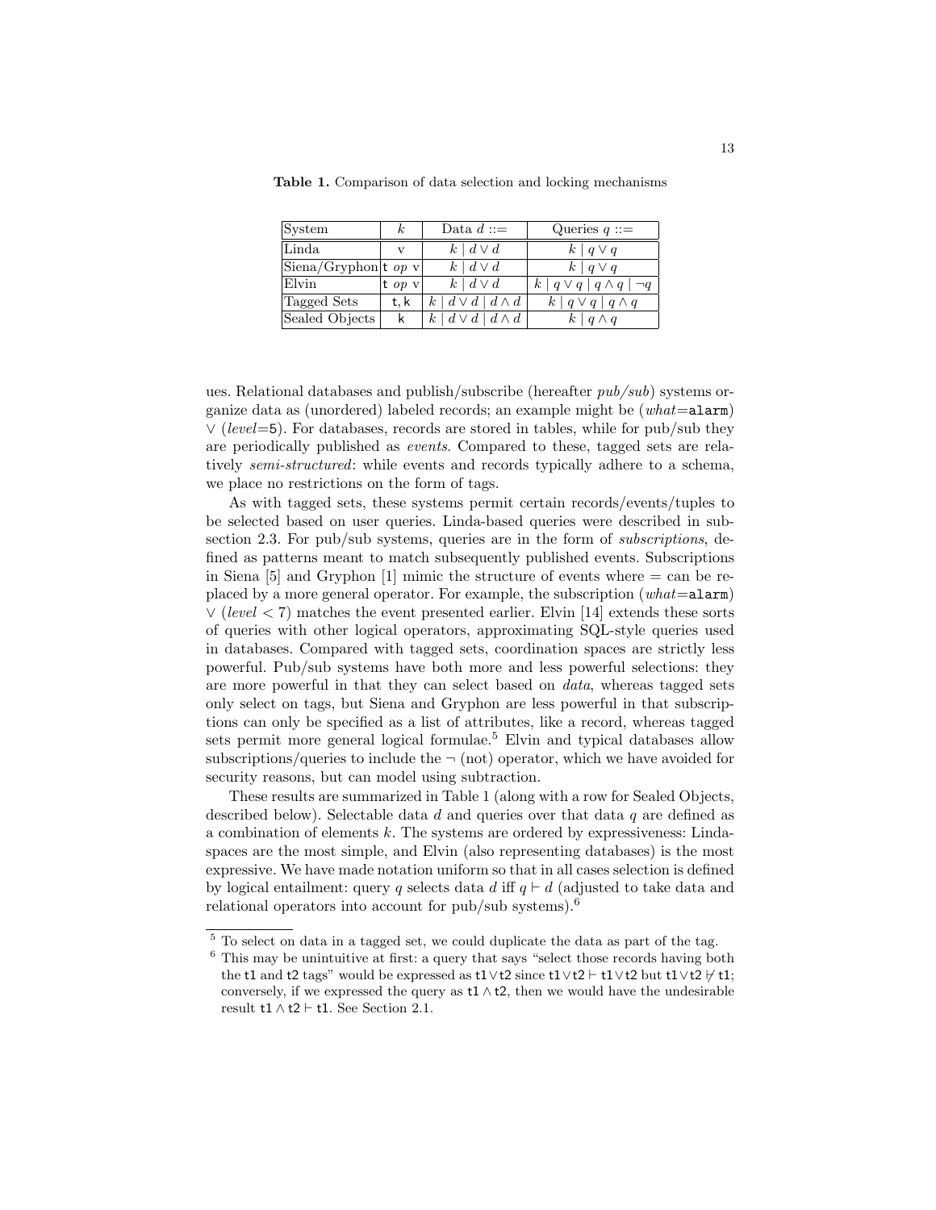**Table 1.** Comparison of data selection and locking mechanisms

| System | $k$ | Data $d$ ::= | Queries $q$ ::= |
|---|---|---|---|
| Linda | v | $k \mid d \vee d$ | $k \mid q \vee q$ |
| Siena/Gryphon | t *op* v | $k \mid d \vee d$ | $k \mid q \vee q$ |
| Elvin | t *op* v | $k \mid d \vee d$ | $k \mid q \vee q \mid q \wedge q \mid \neg q$ |
| Tagged Sets | t, k | $k \mid d \vee d \mid d \wedge d$ | $k \mid q \vee q \mid q \wedge q$ |
| Sealed Objects | k | $k \mid d \vee d \mid d \wedge d$ | $k \mid q \wedge q$ |

ues. Relational databases and publish/subscribe (hereafter *pub/sub*) systems organize data as (unordered) labeled records; an example might be (*what*=`alarm`) $\vee$ (*level*=`5`). For databases, records are stored in tables, while for pub/sub they are periodically published as *events*. Compared to these, tagged sets are relatively *semi-structured*: while events and records typically adhere to a schema, we place no restrictions on the form of tags.

As with tagged sets, these systems permit certain records/events/tuples to be selected based on user queries. Linda-based queries were described in subsection 2.3. For pub/sub systems, queries are in the form of *subscriptions*, defined as patterns meant to match subsequently published events. Subscriptions in Siena [5] and Gryphon [1] mimic the structure of events where = can be replaced by a more general operator. For example, the subscription (*what*=`alarm`) $\vee$ (*level* < `7`) matches the event presented earlier. Elvin [14] extends these sorts of queries with other logical operators, approximating SQL-style queries used in databases. Compared with tagged sets, coordination spaces are strictly less powerful. Pub/sub systems have both more and less powerful selections: they are more powerful in that they can select based on *data*, whereas tagged sets only select on tags, but Siena and Gryphon are less powerful in that subscriptions can only be specified as a list of attributes, like a record, whereas tagged sets permit more general logical formulae.[5] Elvin and typical databases allow subscriptions/queries to include the $\neg$ (not) operator, which we have avoided for security reasons, but can model using subtraction.

These results are summarized in Table 1 (along with a row for Sealed Objects, described below). Selectable data $d$ and queries over that data $q$ are defined as a combination of elements $k$. The systems are ordered by expressiveness: Lindaspaces are the most simple, and Elvin (also representing databases) is the most expressive. We have made notation uniform so that in all cases selection is defined by logical entailment: query $q$ selects data $d$ iff $q \vdash d$ (adjusted to take data and relational operators into account for pub/sub systems).[6]

---

[5] To select on data in a tagged set, we could duplicate the data as part of the tag.

[6] This may be unintuitive at first: a query that says "select those records having both the t1 and t2 tags" would be expressed as $\mathsf{t1} \vee \mathsf{t2}$ since $\mathsf{t1} \vee \mathsf{t2} \vdash \mathsf{t1} \vee \mathsf{t2}$ but $\mathsf{t1} \vee \mathsf{t2} \not\vdash \mathsf{t1}$; conversely, if we expressed the query as $\mathsf{t1} \wedge \mathsf{t2}$, then we would have the undesirable result $\mathsf{t1} \wedge \mathsf{t2} \vdash \mathsf{t1}$. See Section 2.1.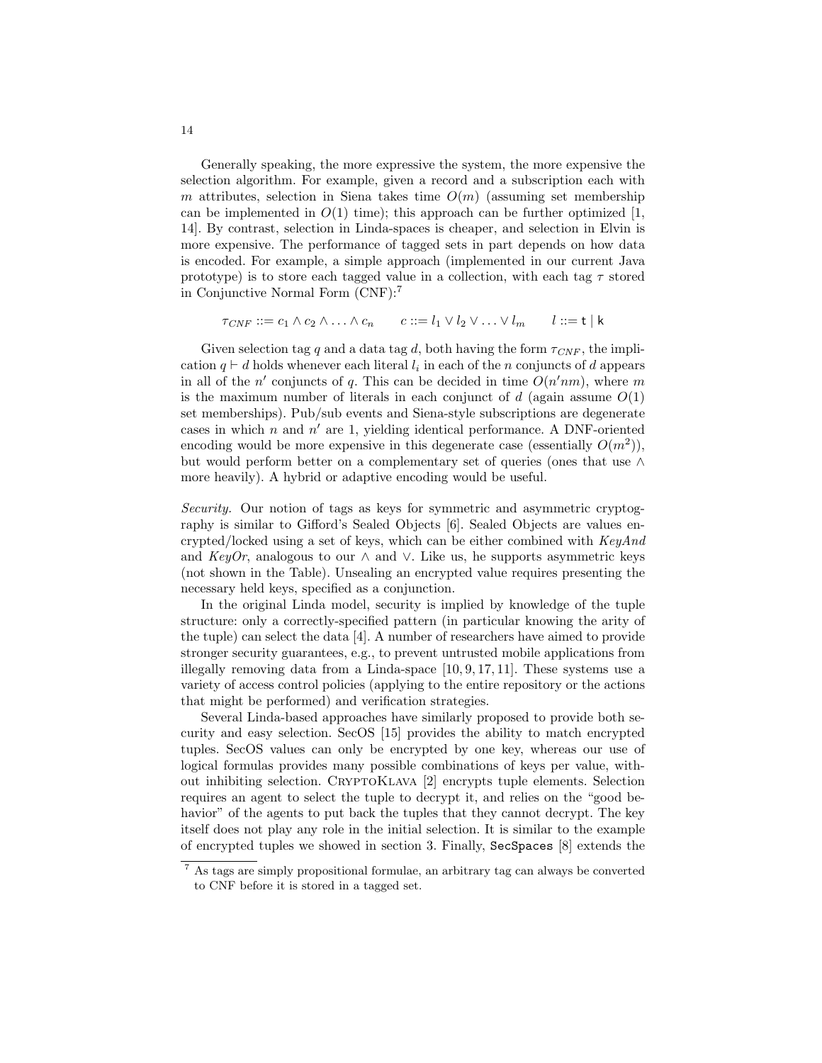Generally speaking, the more expressive the system, the more expensive the selection algorithm. For example, given a record and a subscription each with $m$ attributes, selection in Siena takes time $O(m)$ (assuming set membership can be implemented in $O(1)$ time); this approach can be further optimized [1, 14]. By contrast, selection in Linda-spaces is cheaper, and selection in Elvin is more expensive. The performance of tagged sets in part depends on how data is encoded. For example, a simple approach (implemented in our current Java prototype) is to store each tagged value in a collection, with each tag $\tau$ stored in Conjunctive Normal Form (CNF):[7]

$$\tau_{CNF} ::= c_1 \wedge c_2 \wedge \ldots \wedge c_n \qquad c ::= l_1 \vee l_2 \vee \ldots \vee l_m \qquad l ::= \mathsf{t} \mid \mathsf{k}$$

Given selection tag $q$ and a data tag $d$, both having the form $\tau_{CNF}$, the implication $q \vdash d$ holds whenever each literal $l_i$ in each of the $n$ conjuncts of $d$ appears in all of the $n'$ conjuncts of $q$. This can be decided in time $O(n'nm)$, where $m$ is the maximum number of literals in each conjunct of $d$ (again assume $O(1)$ set memberships). Pub/sub events and Siena-style subscriptions are degenerate cases in which $n$ and $n'$ are 1, yielding identical performance. A DNF-oriented encoding would be more expensive in this degenerate case (essentially $O(m^2)$), but would perform better on a complementary set of queries (ones that use $\wedge$ more heavily). A hybrid or adaptive encoding would be useful.

*Security.* Our notion of tags as keys for symmetric and asymmetric cryptography is similar to Gifford's Sealed Objects [6]. Sealed Objects are values encrypted/locked using a set of keys, which can be either combined with *KeyAnd* and *KeyOr*, analogous to our $\wedge$ and $\vee$. Like us, he supports asymmetric keys (not shown in the Table). Unsealing an encrypted value requires presenting the necessary held keys, specified as a conjunction.

In the original Linda model, security is implied by knowledge of the tuple structure: only a correctly-specified pattern (in particular knowing the arity of the tuple) can select the data [4]. A number of researchers have aimed to provide stronger security guarantees, e.g., to prevent untrusted mobile applications from illegally removing data from a Linda-space [10, 9, 17, 11]. These systems use a variety of access control policies (applying to the entire repository or the actions that might be performed) and verification strategies.

Several Linda-based approaches have similarly proposed to provide both security and easy selection. SecOS [15] provides the ability to match encrypted tuples. SecOS values can only be encrypted by one key, whereas our use of logical formulas provides many possible combinations of keys per value, without inhibiting selection. CryptoKlava [2] encrypts tuple elements. Selection requires an agent to select the tuple to decrypt it, and relies on the "good behavior" of the agents to put back the tuples that they cannot decrypt. The key itself does not play any role in the initial selection. It is similar to the example of encrypted tuples we showed in section 3. Finally, `SecSpaces` [8] extends the

[7] As tags are simply propositional formulae, an arbitrary tag can always be converted to CNF before it is stored in a tagged set.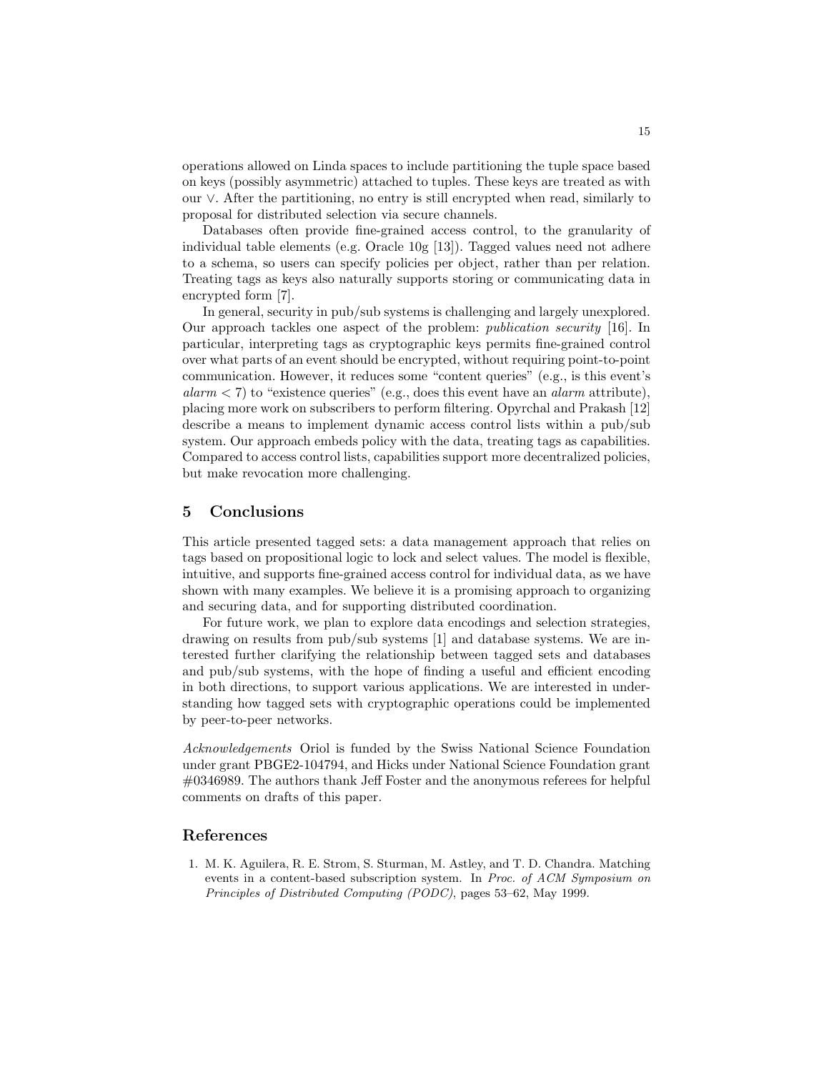operations allowed on Linda spaces to include partitioning the tuple space based on keys (possibly asymmetric) attached to tuples. These keys are treated as with our $\vee$. After the partitioning, no entry is still encrypted when read, similarly to proposal for distributed selection via secure channels.

Databases often provide fine-grained access control, to the granularity of individual table elements (e.g. Oracle 10g [13]). Tagged values need not adhere to a schema, so users can specify policies per object, rather than per relation. Treating tags as keys also naturally supports storing or communicating data in encrypted form [7].

In general, security in pub/sub systems is challenging and largely unexplored. Our approach tackles one aspect of the problem: *publication security* [16]. In particular, interpreting tags as cryptographic keys permits fine-grained control over what parts of an event should be encrypted, without requiring point-to-point communication. However, it reduces some "content queries" (e.g., is this event's *alarm* $< 7$) to "existence queries" (e.g., does this event have an *alarm* attribute), placing more work on subscribers to perform filtering. Opyrchal and Prakash [12] describe a means to implement dynamic access control lists within a pub/sub system. Our approach embeds policy with the data, treating tags as capabilities. Compared to access control lists, capabilities support more decentralized policies, but make revocation more challenging.

## 5 Conclusions

This article presented tagged sets: a data management approach that relies on tags based on propositional logic to lock and select values. The model is flexible, intuitive, and supports fine-grained access control for individual data, as we have shown with many examples. We believe it is a promising approach to organizing and securing data, and for supporting distributed coordination.

For future work, we plan to explore data encodings and selection strategies, drawing on results from pub/sub systems [1] and database systems. We are interested further clarifying the relationship between tagged sets and databases and pub/sub systems, with the hope of finding a useful and efficient encoding in both directions, to support various applications. We are interested in understanding how tagged sets with cryptographic operations could be implemented by peer-to-peer networks.

*Acknowledgements* Oriol is funded by the Swiss National Science Foundation under grant PBGE2-104794, and Hicks under National Science Foundation grant #0346989. The authors thank Jeff Foster and the anonymous referees for helpful comments on drafts of this paper.

## References

1. M. K. Aguilera, R. E. Strom, S. Sturman, M. Astley, and T. D. Chandra. Matching events in a content-based subscription system. In *Proc. of ACM Symposium on Principles of Distributed Computing (PODC)*, pages 53–62, May 1999.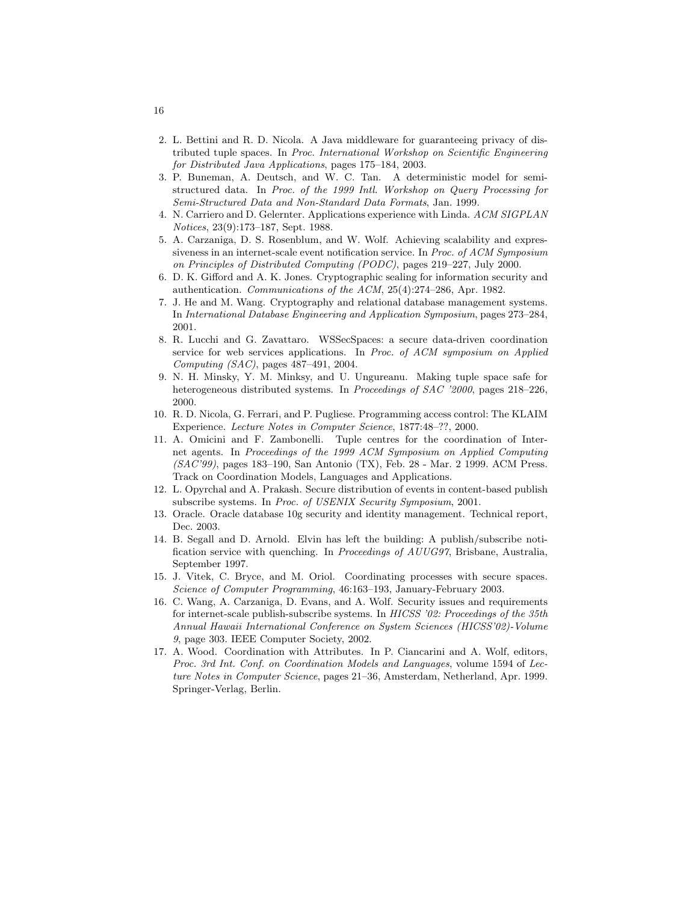2. L. Bettini and R. D. Nicola. A Java middleware for guaranteeing privacy of distributed tuple spaces. In *Proc. International Workshop on Scientific Engineering for Distributed Java Applications*, pages 175–184, 2003.
3. P. Buneman, A. Deutsch, and W. C. Tan. A deterministic model for semi-structured data. In *Proc. of the 1999 Intl. Workshop on Query Processing for Semi-Structured Data and Non-Standard Data Formats*, Jan. 1999.
4. N. Carriero and D. Gelernter. Applications experience with Linda. *ACM SIGPLAN Notices*, 23(9):173–187, Sept. 1988.
5. A. Carzaniga, D. S. Rosenblum, and W. Wolf. Achieving scalability and expressiveness in an internet-scale event notification service. In *Proc. of ACM Symposium on Principles of Distributed Computing (PODC)*, pages 219–227, July 2000.
6. D. K. Gifford and A. K. Jones. Cryptographic sealing for information security and authentication. *Communications of the ACM*, 25(4):274–286, Apr. 1982.
7. J. He and M. Wang. Cryptography and relational database management systems. In *International Database Engineering and Application Symposium*, pages 273–284, 2001.
8. R. Lucchi and G. Zavattaro. WSSecSpaces: a secure data-driven coordination service for web services applications. In *Proc. of ACM symposium on Applied Computing (SAC)*, pages 487–491, 2004.
9. N. H. Minsky, Y. M. Minksy, and U. Ungureanu. Making tuple space safe for heterogeneous distributed systems. In *Proceedings of SAC '2000*, pages 218–226, 2000.
10. R. D. Nicola, G. Ferrari, and P. Pugliese. Programming access control: The KLAIM Experience. *Lecture Notes in Computer Science*, 1877:48–??, 2000.
11. A. Omicini and F. Zambonelli. Tuple centres for the coordination of Internet agents. In *Proceedings of the 1999 ACM Symposium on Applied Computing (SAC'99)*, pages 183–190, San Antonio (TX), Feb. 28 - Mar. 2 1999. ACM Press. Track on Coordination Models, Languages and Applications.
12. L. Opyrchal and A. Prakash. Secure distribution of events in content-based publish subscribe systems. In *Proc. of USENIX Security Symposium*, 2001.
13. Oracle. Oracle database 10g security and identity management. Technical report, Dec. 2003.
14. B. Segall and D. Arnold. Elvin has left the building: A publish/subscribe notification service with quenching. In *Proceedings of AUUG97*, Brisbane, Australia, September 1997.
15. J. Vitek, C. Bryce, and M. Oriol. Coordinating processes with secure spaces. *Science of Computer Programming*, 46:163–193, January-February 2003.
16. C. Wang, A. Carzaniga, D. Evans, and A. Wolf. Security issues and requirements for internet-scale publish-subscribe systems. In *HICSS '02: Proceedings of the 35th Annual Hawaii International Conference on System Sciences (HICSS'02)-Volume 9*, page 303. IEEE Computer Society, 2002.
17. A. Wood. Coordination with Attributes. In P. Ciancarini and A. Wolf, editors, *Proc. 3rd Int. Conf. on Coordination Models and Languages*, volume 1594 of *Lecture Notes in Computer Science*, pages 21–36, Amsterdam, Netherland, Apr. 1999. Springer-Verlag, Berlin.